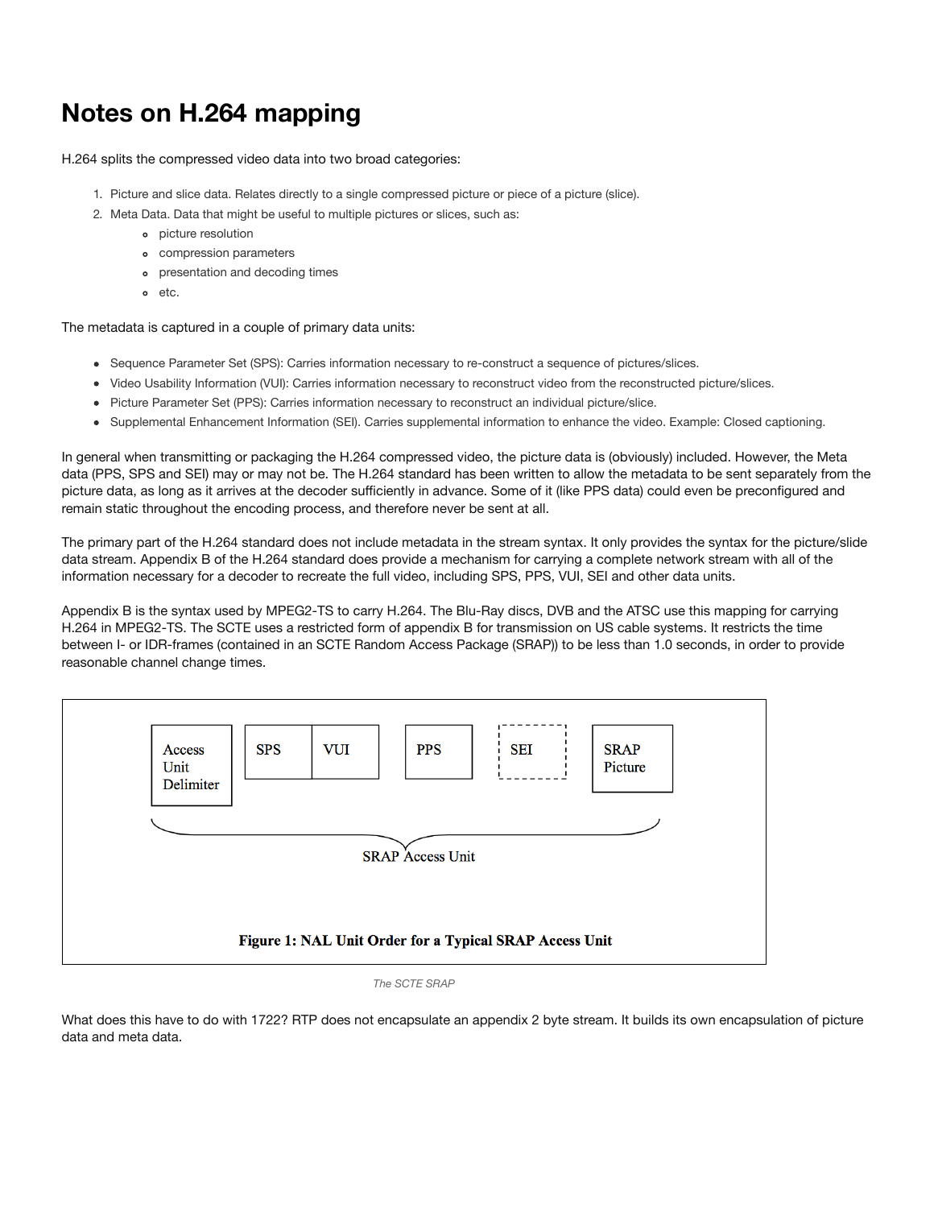# Notes on H.264 mapping

H.264 splits the compressed video data into two broad categories:

1. Picture and slice data. Relates directly to a single compressed picture or piece of a picture (slice).
2. Meta Data. Data that might be useful to multiple pictures or slices, such as:
   - picture resolution
   - compression parameters
   - presentation and decoding times
   - etc.

The metadata is captured in a couple of primary data units:

- Sequence Parameter Set (SPS): Carries information necessary to re-construct a sequence of pictures/slices.
- Video Usability Information (VUI): Carries information necessary to reconstruct video from the reconstructed picture/slices.
- Picture Parameter Set (PPS): Carries information necessary to reconstruct an individual picture/slice.
- Supplemental Enhancement Information (SEI). Carries supplemental information to enhance the video. Example: Closed captioning.

In general when transmitting or packaging the H.264 compressed video, the picture data is (obviously) included. However, the Meta data (PPS, SPS and SEI) may or may not be. The H.264 standard has been written to allow the metadata to be sent separately from the picture data, as long as it arrives at the decoder sufficiently in advance. Some of it (like PPS data) could even be preconfigured and remain static throughout the encoding process, and therefore never be sent at all.

The primary part of the H.264 standard does not include metadata in the stream syntax. It only provides the syntax for the picture/slide data stream. Appendix B of the H.264 standard does provide a mechanism for carrying a complete network stream with all of the information necessary for a decoder to recreate the full video, including SPS, PPS, VUI, SEI and other data units.

Appendix B is the syntax used by MPEG2-TS to carry H.264. The Blu-Ray discs, DVB and the ATSC use this mapping for carrying H.264 in MPEG2-TS. The SCTE uses a restricted form of appendix B for transmission on US cable systems. It restricts the time between I- or IDR-frames (contained in an SCTE Random Access Package (SRAP)) to be less than 1.0 seconds, in order to provide reasonable channel change times.

Access Unit Delimiter | SPS | VUI | PPS | SEI | SRAP Picture

SRAP Access Unit

**Figure 1: NAL Unit Order for a Typical SRAP Access Unit**

*The SCTE SRAP*

What does this have to do with 1722? RTP does not encapsulate an appendix 2 byte stream. It builds its own encapsulation of picture data and meta data.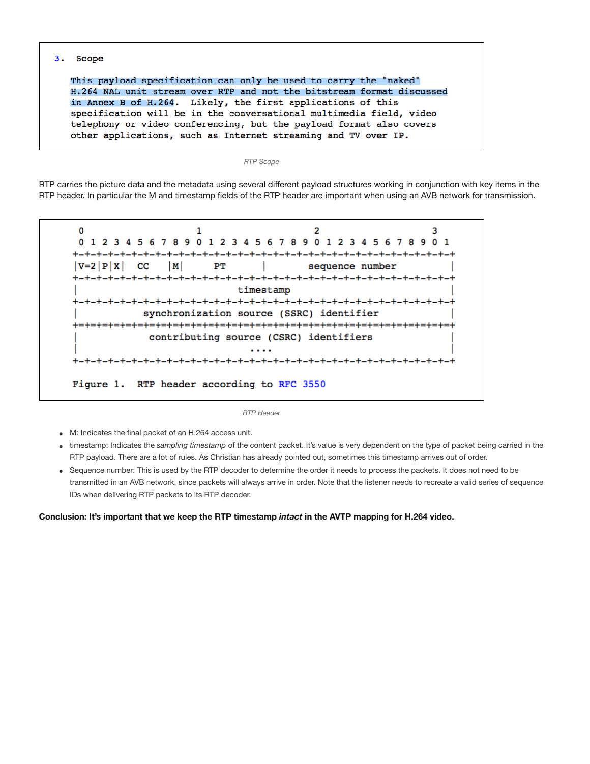```
3.  Scope

   This payload specification can only be used to carry the "naked"
   H.264 NAL unit stream over RTP and not the bitstream format discussed
   in Annex B of H.264.  Likely, the first applications of this
   specification will be in the conversational multimedia field, video
   telephony or video conferencing, but the payload format also covers
   other applications, such as Internet streaming and TV over IP.
```

*RTP Scope*

RTP carries the picture data and the metadata using several different payload structures working in conjunction with key items in the RTP header. In particular the M and timestamp fields of the RTP header are important when using an AVB network for transmission.

```
    0                   1                   2                   3
    0 1 2 3 4 5 6 7 8 9 0 1 2 3 4 5 6 7 8 9 0 1 2 3 4 5 6 7 8 9 0 1
   +-+-+-+-+-+-+-+-+-+-+-+-+-+-+-+-+-+-+-+-+-+-+-+-+-+-+-+-+-+-+-+-+
   |V=2|P|X|  CC   |M|     PT      |       sequence number         |
   +-+-+-+-+-+-+-+-+-+-+-+-+-+-+-+-+-+-+-+-+-+-+-+-+-+-+-+-+-+-+-+-+
   |                           timestamp                           |
   +-+-+-+-+-+-+-+-+-+-+-+-+-+-+-+-+-+-+-+-+-+-+-+-+-+-+-+-+-+-+-+-+
   |           synchronization source (SSRC) identifier            |
   +=+=+=+=+=+=+=+=+=+=+=+=+=+=+=+=+=+=+=+=+=+=+=+=+=+=+=+=+=+=+=+=+
   |            contributing source (CSRC) identifiers             |
   |                             ....                              |
   +-+-+-+-+-+-+-+-+-+-+-+-+-+-+-+-+-+-+-+-+-+-+-+-+-+-+-+-+-+-+-+-+

   Figure 1.  RTP header according to RFC 3550
```

*RTP Header*

- M: Indicates the final packet of an H.264 access unit.
- timestamp: Indicates the *sampling timestamp* of the content packet. It's value is very dependent on the type of packet being carried in the RTP payload. There are a lot of rules. As Christian has already pointed out, sometimes this timestamp arrives out of order.
- Sequence number: This is used by the RTP decoder to determine the order it needs to process the packets. It does not need to be transmitted in an AVB network, since packets will always arrive in order. Note that the listener needs to recreate a valid series of sequence IDs when delivering RTP packets to its RTP decoder.

**Conclusion: It's important that we keep the RTP timestamp *intact* in the AVTP mapping for H.264 video.**